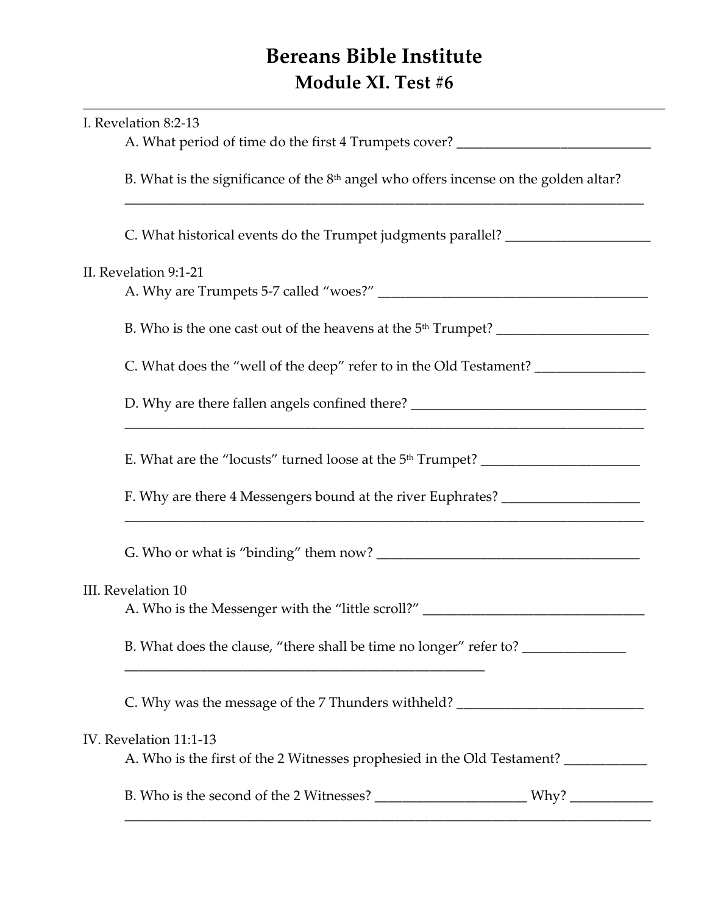# Bereans Bible Institute
## Module XI. Test #6

I. Revelation 8:2-13

A. What period of time do the first 4 Trumpets cover? _____________________________

B. What is the significance of the 8th angel who offers incense on the golden altar?
_____________________________________________________________________________

C. What historical events do the Trumpet judgments parallel? _____________________

II. Revelation 9:1-21

A. Why are Trumpets 5-7 called "woes?" ________________________________________

B. Who is the one cast out of the heavens at the 5th Trumpet? ______________________

C. What does the "well of the deep" refer to in the Old Testament? ________________

D. Why are there fallen angels confined there? ___________________________________
_____________________________________________________________________________

E. What are the "locusts" turned loose at the 5th Trumpet? _______________________

F. Why are there 4 Messengers bound at the river Euphrates? ____________________
_____________________________________________________________________________

G. Who or what is "binding" them now? _______________________________________

III. Revelation 10

A. Who is the Messenger with the "little scroll?" _________________________________

B. What does the clause, "there shall be time no longer" refer to? _______________
______________________________________________________

C. Why was the message of the 7 Thunders withheld? ___________________________

IV. Revelation 11:1-13

A. Who is the first of the 2 Witnesses prophesied in the Old Testament? ____________

B. Who is the second of the 2 Witnesses? ______________________ Why? ____________
_____________________________________________________________________________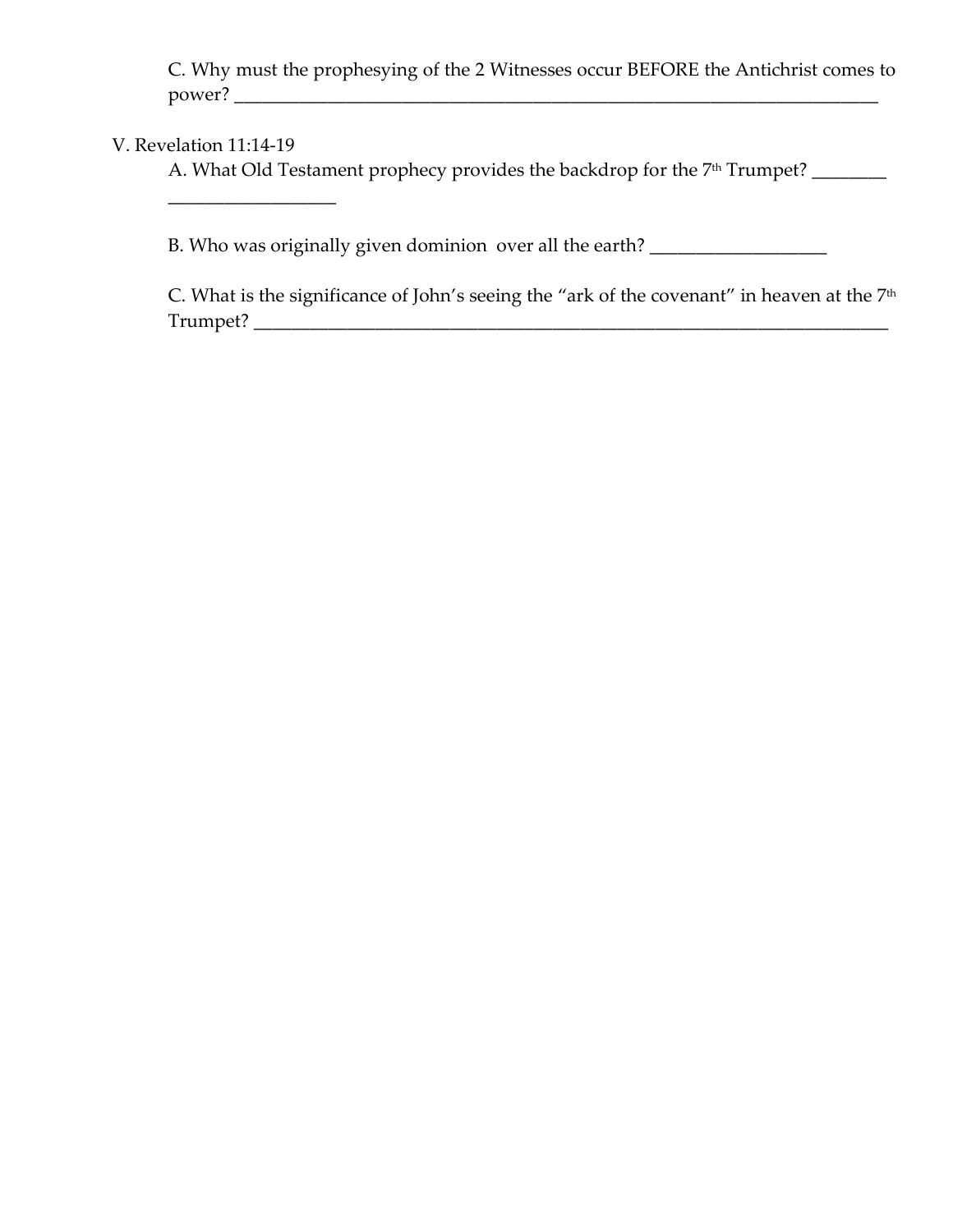C. Why must the prophesying of the 2 Witnesses occur BEFORE the Antichrist comes to power? ___________________________________________________________________________

V. Revelation 11:14-19

A. What Old Testament prophecy provides the backdrop for the 7th Trumpet? ________ __________________

B. Who was originally given dominion over all the earth? ___________________

C. What is the significance of John's seeing the "ark of the covenant" in heaven at the 7th Trumpet? ___________________________________________________________________________